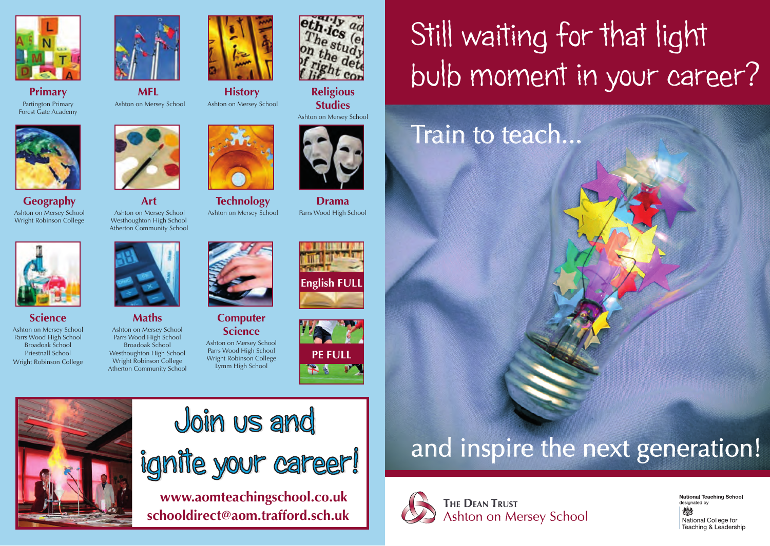**Primary**
Partington Primary
Forest Gate Academy

**MFL**
Ashton on Mersey School

**History**
Ashton on Mersey School

**Religious Studies**
Ashton on Mersey School

**Geography**
Ashton on Mersey School
Wright Robinson College

**Art**
Ashton on Mersey School
Westhoughton High School
Atherton Community School

**Technology**
Ashton on Mersey School

**Drama**
Parrs Wood High School

**Science**
Ashton on Mersey School
Parrs Wood High School
Broadoak School
Priestnall School
Wright Robinson College

**Maths**
Ashton on Mersey School
Parrs Wood High School
Broadoak School
Westhoughton High School
Wright Robinson College
Atherton Community School

**Computer Science**
Ashton on Mersey School
Parrs Wood High School
Wright Robinson College
Lymm High School

**English FULL**

**PE FULL**

# Join us and ignite your career!

**www.aomteachingschool.co.uk**
**schooldirect@aom.trafford.sch.uk**

# Still waiting for that light bulb moment in your career?

## Train to teach...

## and inspire the next generation!

The Dean Trust
Ashton on Mersey School

National Teaching School
designated by
National College for Teaching & Leadership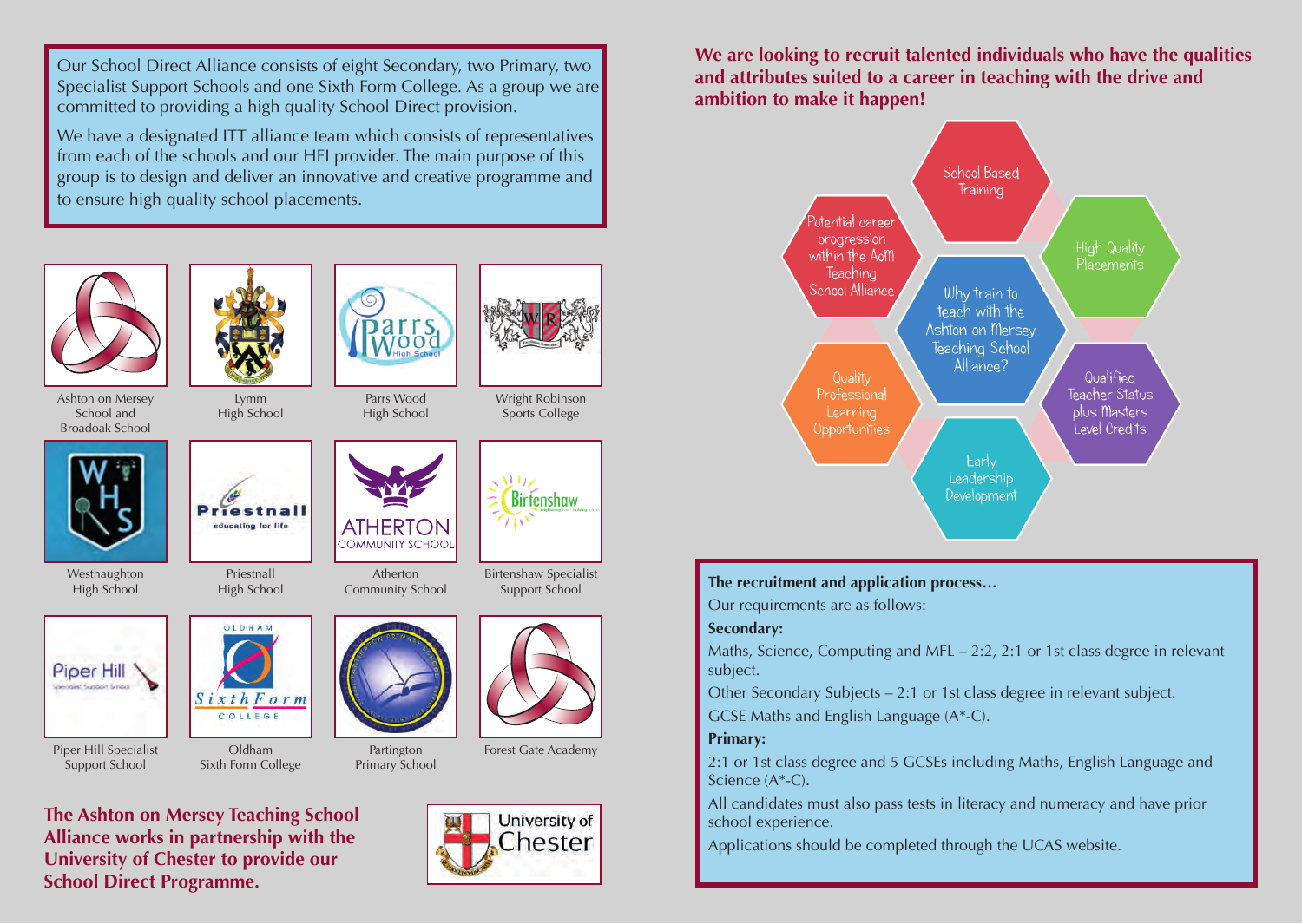Our School Direct Alliance consists of eight Secondary, two Primary, two Specialist Support Schools and one Sixth Form College. As a group we are committed to providing a high quality School Direct provision.

We have a designated ITT alliance team which consists of representatives from each of the schools and our HEI provider. The main purpose of this group is to design and deliver an innovative and creative programme and to ensure high quality school placements.

Ashton on Mersey School and Broadoak School

Lymm High School

Parrs Wood High School

Wright Robinson Sports College

Westhaughton High School

Priestnall High School

Atherton Community School

Birtenshaw Specialist Support School

Piper Hill Specialist Support School

Oldham Sixth Form College

Partington Primary School

Forest Gate Academy

**The Ashton on Mersey Teaching School Alliance works in partnership with the University of Chester to provide our School Direct Programme.**

**We are looking to recruit talented individuals who have the qualities and attributes suited to a career in teaching with the drive and ambition to make it happen!**

Why train to teach with the Ashton on Mersey Teaching School Alliance?

School Based Training

High Quality Placements

Qualified Teacher Status plus Masters Level Credits

Early Leadership Development

Quality Professional Learning Opportunities

Potential career progression within the AoM Teaching School Alliance

**The recruitment and application process…**

Our requirements are as follows:

**Secondary:**

Maths, Science, Computing and MFL – 2:2, 2:1 or 1st class degree in relevant subject.

Other Secondary Subjects – 2:1 or 1st class degree in relevant subject.

GCSE Maths and English Language (A*-C).

**Primary:**

2:1 or 1st class degree and 5 GCSEs including Maths, English Language and Science (A*-C).

All candidates must also pass tests in literacy and numeracy and have prior school experience.

Applications should be completed through the UCAS website.